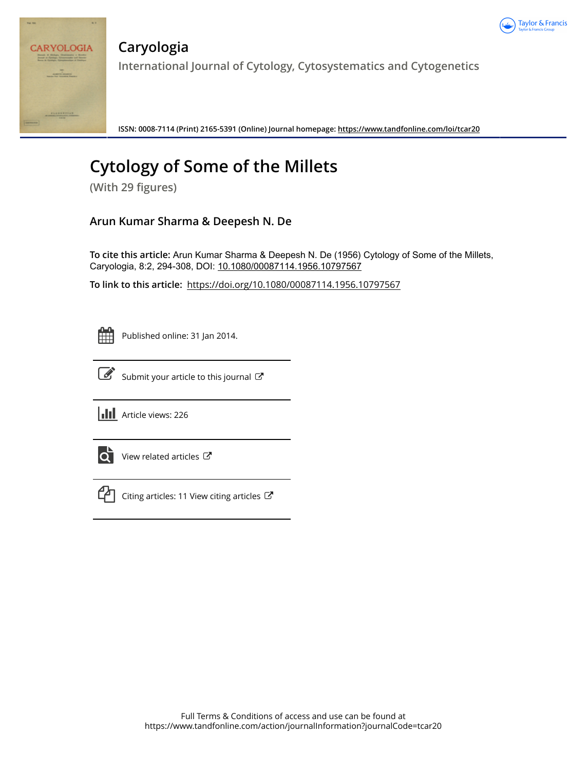# Caryologia

International Journal of Cytology, Cytosystematics and Cytogenetics

ISSN: 0008-7114 (Print) 2165-5391 (Online) Journal homepage: https://www.tandfonline.com/loi/tcar20

# Cytology of Some of the Millets

(With 29 figures)

**Arun Kumar Sharma & Deepesh N. De**

**To cite this article:** Arun Kumar Sharma & Deepesh N. De (1956) Cytology of Some of the Millets, Caryologia, 8:2, 294-308, DOI: 10.1080/00087114.1956.10797567

**To link to this article:** https://doi.org/10.1080/00087114.1956.10797567

Published online: 31 Jan 2014.

Submit your article to this journal

Article views: 226

View related articles

Citing articles: 11 View citing articles

Full Terms & Conditions of access and use can be found at https://www.tandfonline.com/action/journalInformation?journalCode=tcar20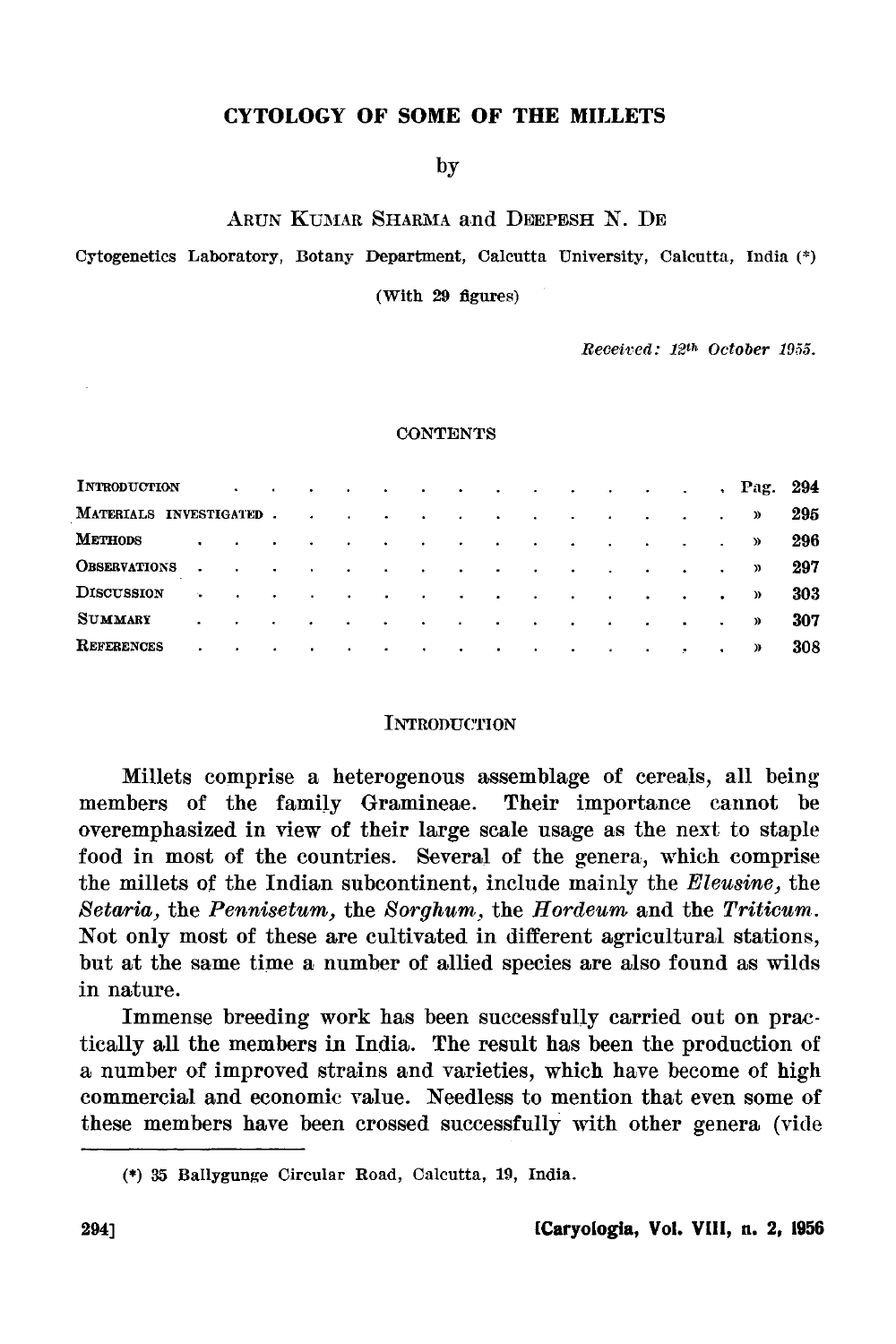# CYTOLOGY OF SOME OF THE MILLETS

by

ARUN KUMAR SHARMA and DEEPESH N. DE

Cytogenetics Laboratory, Botany Department, Calcutta University, Calcutta, India (*)

(With 29 figures)

*Received: 12th October 1955.*

CONTENTS

| | |
|---|---|
| INTRODUCTION | Pag. 294 |
| MATERIALS INVESTIGATED | » 295 |
| METHODS | » 296 |
| OBSERVATIONS | » 297 |
| DISCUSSION | » 303 |
| SUMMARY | » 307 |
| REFERENCES | » 308 |

## INTRODUCTION

Millets comprise a heterogenous assemblage of cereals, all being members of the family Gramineae. Their importance cannot be overemphasized in view of their large scale usage as the next to staple food in most of the countries. Several of the genera, which comprise the millets of the Indian subcontinent, include mainly the *Eleusine,* the *Setaria,* the *Pennisetum,* the *Sorghum,* the *Hordeum* and the *Triticum.* Not only most of these are cultivated in different agricultural stations, but at the same time a number of allied species are also found as wilds in nature.

Immense breeding work has been successfully carried out on practically all the members in India. The result has been the production of a number of improved strains and varieties, which have become of high commercial and economic value. Needless to mention that even some of these members have been crossed successfully with other genera (vide

(*) 35 Ballygunge Circular Road, Calcutta, 19, India.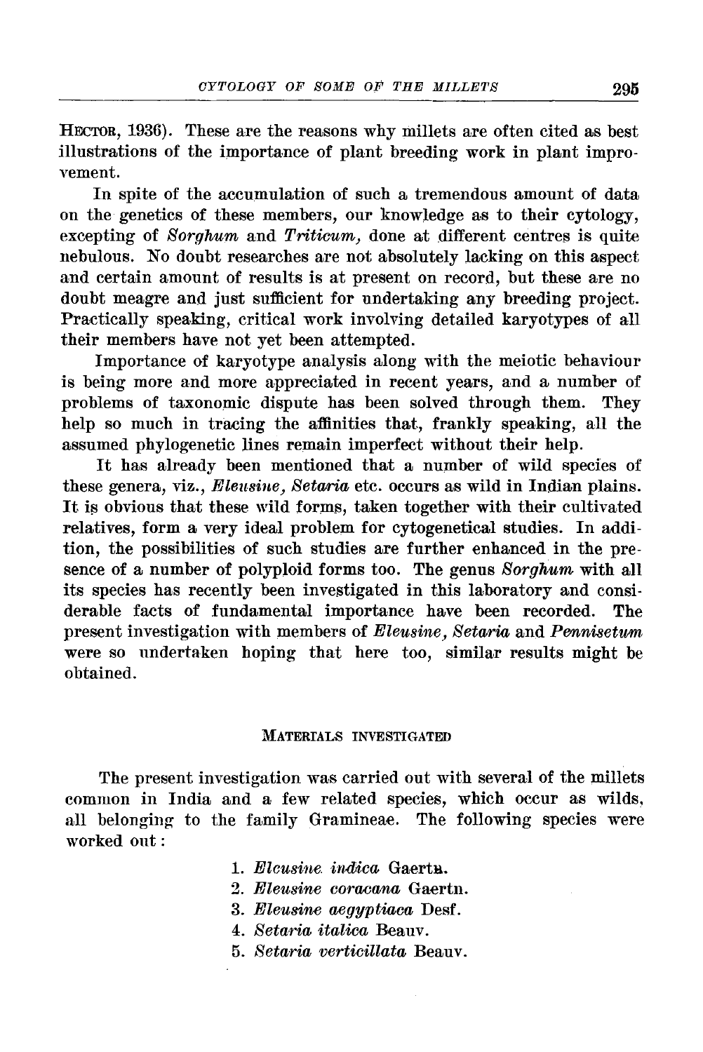HECTOR, 1936). These are the reasons why millets are often cited as best illustrations of the importance of plant breeding work in plant improvement.

In spite of the accumulation of such a tremendous amount of data on the genetics of these members, our knowledge as to their cytology, excepting of *Sorghum* and *Triticum*, done at different centres is quite nebulous. No doubt researches are not absolutely lacking on this aspect and certain amount of results is at present on record, but these are no doubt meagre and just sufficient for undertaking any breeding project. Practically speaking, critical work involving detailed karyotypes of all their members have not yet been attempted.

Importance of karyotype analysis along with the meiotic behaviour is being more and more appreciated in recent years, and a number of problems of taxonomic dispute has been solved through them. They help so much in tracing the affinities that, frankly speaking, all the assumed phylogenetic lines remain imperfect without their help.

It has already been mentioned that a number of wild species of these genera, viz., *Eleusine*, *Setaria* etc. occurs as wild in Indian plains. It is obvious that these wild forms, taken together with their cultivated relatives, form a very ideal problem for cytogenetical studies. In addition, the possibilities of such studies are further enhanced in the presence of a number of polyploid forms too. The genus *Sorghum* with all its species has recently been investigated in this laboratory and considerable facts of fundamental importance have been recorded. The present investigation with members of *Eleusine*, *Setaria* and *Pennisetum* were so undertaken hoping that here too, similar results might be obtained.

## MATERIALS INVESTIGATED

The present investigation was carried out with several of the millets common in India and a few related species, which occur as wilds, all belonging to the family Gramineae. The following species were worked out:

1. *Eleusine indica* Gaertn.
2. *Eleusine coracana* Gaertn.
3. *Eleusine aegyptiaca* Desf.
4. *Setaria italica* Beauv.
5. *Setaria verticillata* Beauv.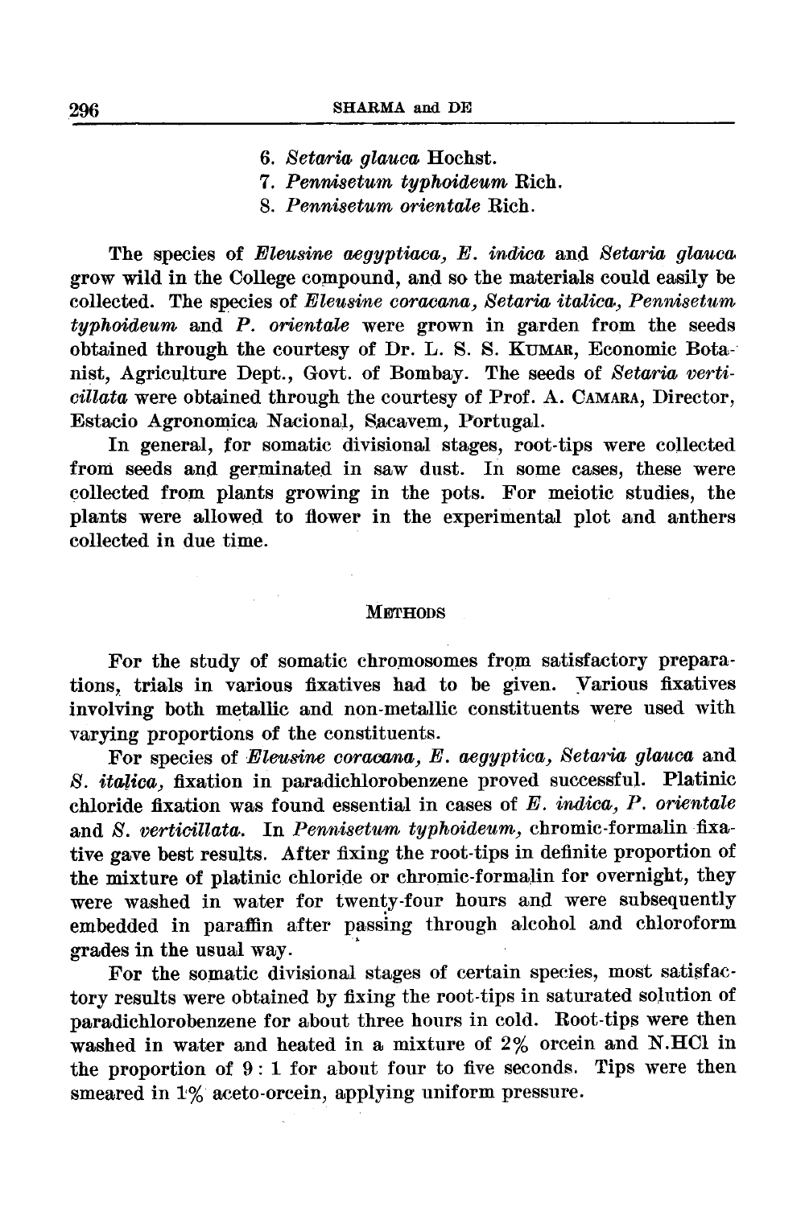6. *Setaria glauca* Hochst.
7. *Pennisetum typhoideum* Rich.
8. *Pennisetum orientale* Rich.

The species of *Eleusine aegyptiaca, E. indica* and *Setaria glauca* grow wild in the College compound, and so the materials could easily be collected. The species of *Eleusine coracana, Setaria italica, Pennisetum typhoideum* and *P. orientale* were grown in garden from the seeds obtained through the courtesy of Dr. L. S. S. KUMAR, Economic Botanist, Agriculture Dept., Govt. of Bombay. The seeds of *Setaria verticillata* were obtained through the courtesy of Prof. A. CAMARA, Director, Estacio Agronomica Nacional, Sacavem, Portugal.

In general, for somatic divisional stages, root-tips were collected from seeds and germinated in saw dust. In some cases, these were collected from plants growing in the pots. For meiotic studies, the plants were allowed to flower in the experimental plot and anthers collected in due time.

## METHODS

For the study of somatic chromosomes from satisfactory preparations, trials in various fixatives had to be given. Various fixatives involving both metallic and non-metallic constituents were used with varying proportions of the constituents.

For species of *Eleusine coracana, E. aegyptica, Setaria glauca* and *S. italica*, fixation in paradichlorobenzene proved successful. Platinic chloride fixation was found essential in cases of *E. indica, P. orientale* and *S. verticillata*. In *Pennisetum typhoideum*, chromic-formalin fixative gave best results. After fixing the root-tips in definite proportion of the mixture of platinic chloride or chromic-formalin for overnight, they were washed in water for twenty-four hours and were subsequently embedded in paraffin after passing through alcohol and chloroform grades in the usual way.

For the somatic divisional stages of certain species, most satisfactory results were obtained by fixing the root-tips in saturated solution of paradichlorobenzene for about three hours in cold. Root-tips were then washed in water and heated in a mixture of 2% orcein and N.HCl in the proportion of 9 : 1 for about four to five seconds. Tips were then smeared in 1% aceto-orcein, applying uniform pressure.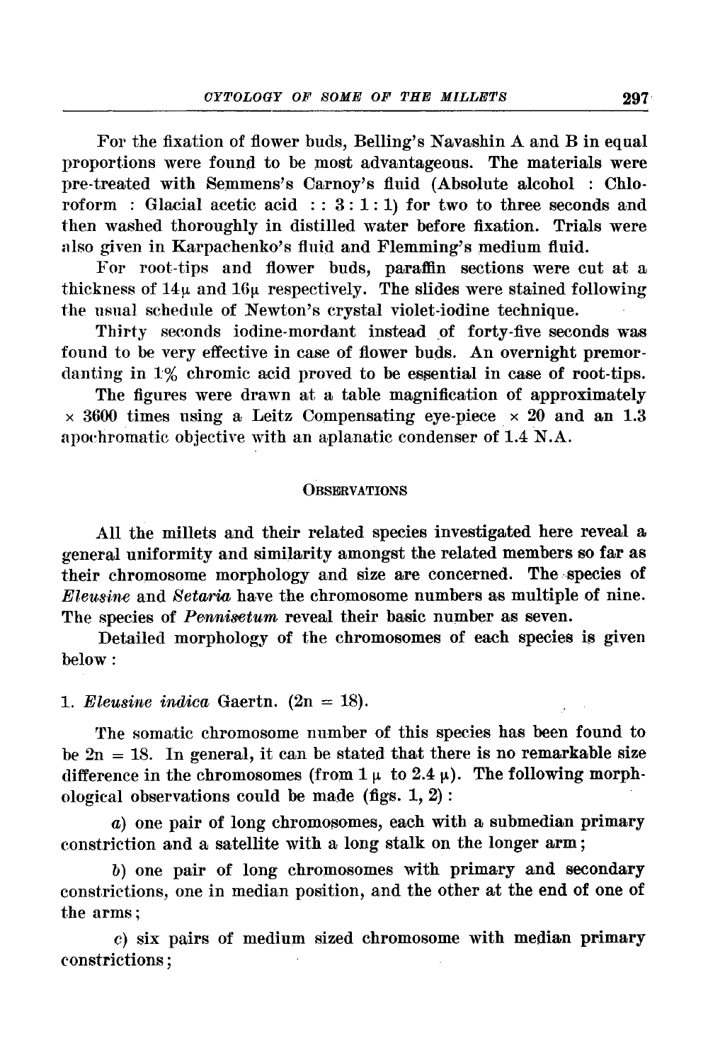For the fixation of flower buds, Belling's Navashin A and B in equal proportions were found to be most advantageous. The materials were pre-treated with Semmens's Carnoy's fluid (Absolute alcohol : Chloroform : Glacial acetic acid : : 3 : 1 : 1) for two to three seconds and then washed thoroughly in distilled water before fixation. Trials were also given in Karpachenko's fluid and Flemming's medium fluid.

For root-tips and flower buds, paraffin sections were cut at a thickness of 14μ and 16μ respectively. The slides were stained following the usual schedule of Newton's crystal violet-iodine technique.

Thirty seconds iodine-mordant instead of forty-five seconds was found to be very effective in case of flower buds. An overnight premordanting in 1% chromic acid proved to be essential in case of root-tips.

The figures were drawn at a table magnification of approximately × 3600 times using a Leitz Compensating eye-piece × 20 and an 1.3 apochromatic objective with an aplanatic condenser of 1.4 N.A.

## Observations

All the millets and their related species investigated here reveal a general uniformity and similarity amongst the related members so far as their chromosome morphology and size are concerned. The species of *Eleusine* and *Setaria* have the chromosome numbers as multiple of nine. The species of *Pennisetum* reveal their basic number as seven.

Detailed morphology of the chromosomes of each species is given below:

### 1. *Eleusine indica* Gaertn. (2n = 18).

The somatic chromosome number of this species has been found to be 2n = 18. In general, it can be stated that there is no remarkable size difference in the chromosomes (from 1 μ to 2.4 μ). The following morphological observations could be made (figs. 1, 2):

*a*) one pair of long chromosomes, each with a submedian primary constriction and a satellite with a long stalk on the longer arm;

*b*) one pair of long chromosomes with primary and secondary constrictions, one in median position, and the other at the end of one of the arms;

*c*) six pairs of medium sized chromosome with median primary constrictions;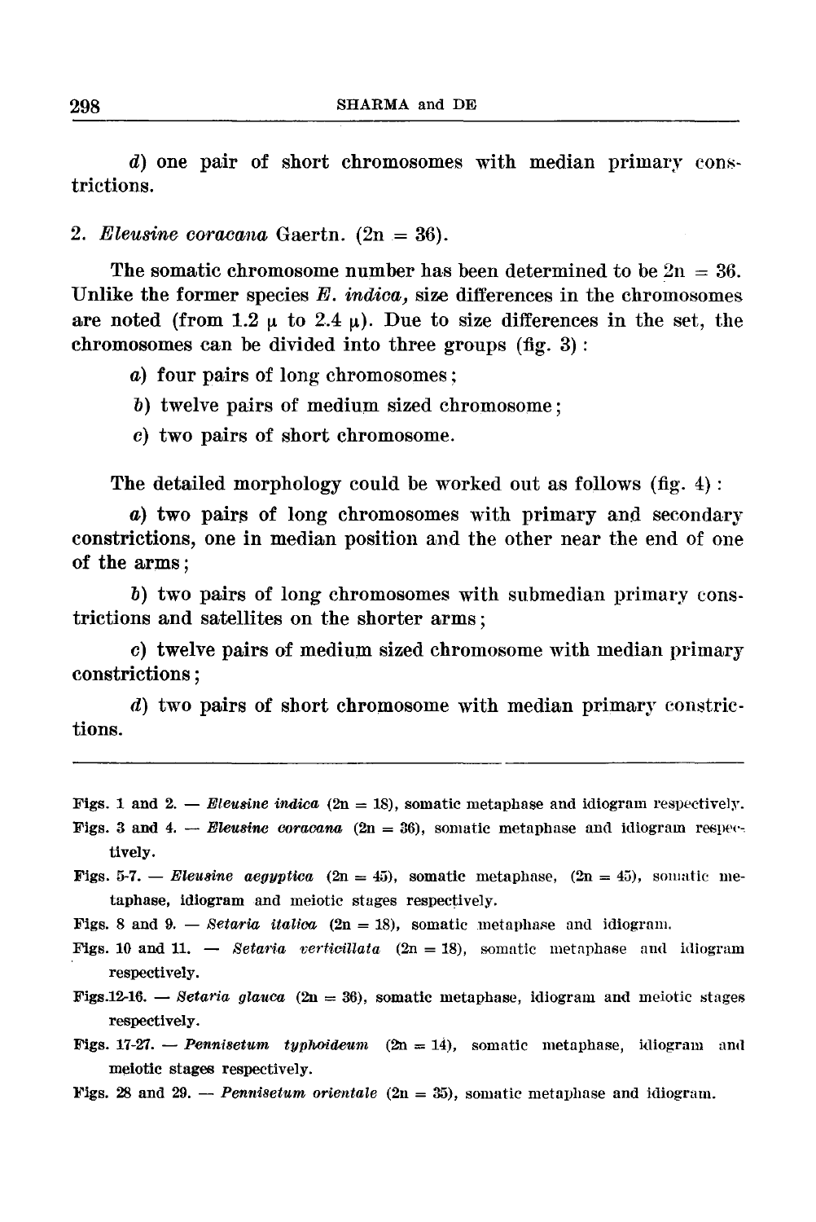*d*) one pair of short chromosomes with median primary constrictions.

2. *Eleusine coracana* Gaertn. (2n = 36).

The somatic chromosome number has been determined to be 2n = 36. Unlike the former species *E. indica*, size differences in the chromosomes are noted (from 1.2 μ to 2.4 μ). Due to size differences in the set, the chromosomes can be divided into three groups (fig. 3):

*a*) four pairs of long chromosomes;

*b*) twelve pairs of medium sized chromosome;

*c*) two pairs of short chromosome.

The detailed morphology could be worked out as follows (fig. 4):

*a*) two pairs of long chromosomes with primary and secondary constrictions, one in median position and the other near the end of one of the arms;

*b*) two pairs of long chromosomes with submedian primary constrictions and satellites on the shorter arms;

*c*) twelve pairs of medium sized chromosome with median primary constrictions;

*d*) two pairs of short chromosome with median primary constrictions.

---

**Figs. 1 and 2.** — ***Eleusine indica*** **(2n = 18), somatic metaphase and idiogram respectively.**

**Figs. 3 and 4.** — ***Eleusine coracana*** **(2n = 36), somatic metaphase and idiogram respectively.**

**Figs. 5-7.** — ***Eleusine aegyptica*** **(2n = 45), somatic metaphase, (2n = 45), somatic metaphase, idiogram and meiotic stages respectively.**

**Figs. 8 and 9.** — ***Setaria italica*** **(2n = 18), somatic metaphase and idiogram.**

**Figs. 10 and 11.** — ***Setaria verticillata*** **(2n = 18), somatic metaphase and idiogram respectively.**

**Figs.12-16.** — ***Setaria glauca*** **(2n = 36), somatic metaphase, idiogram and meiotic stages respectively.**

**Figs. 17-27.** — ***Pennisetum typhoideum*** **(2n = 14), somatic metaphase, idiogram and meiotic stages respectively.**

**Figs. 28 and 29.** — ***Pennisetum orientale*** **(2n = 35), somatic metaphase and idiogram.**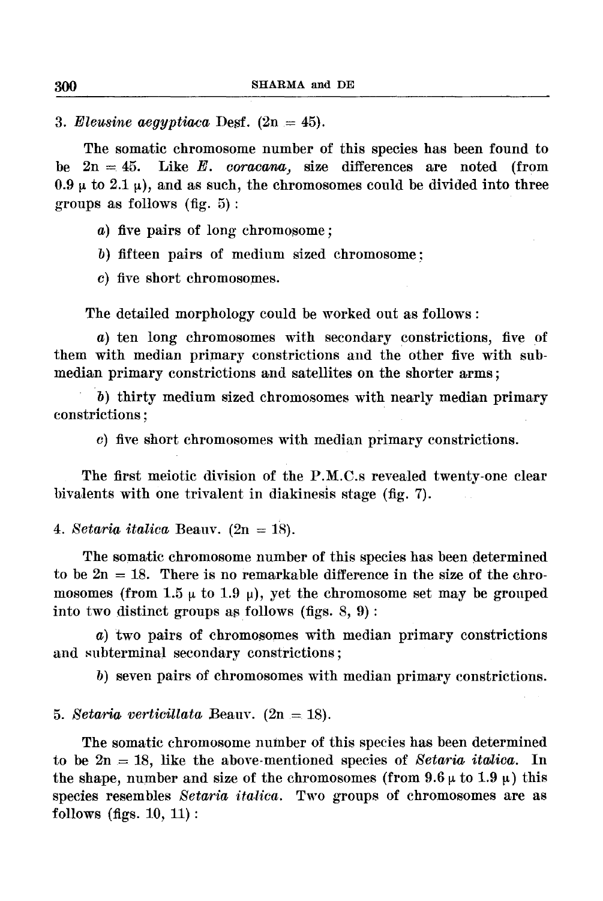3. *Eleusine aegyptiaca* Desf. (2n = 45).

The somatic chromosome number of this species has been found to be 2n = 45. Like *E. coracana*, size differences are noted (from 0.9 μ to 2.1 μ), and as such, the chromosomes could be divided into three groups as follows (fig. 5):

*a*) five pairs of long chromosome;

*b*) fifteen pairs of medium sized chromosome;

*c*) five short chromosomes.

The detailed morphology could be worked out as follows:

*a*) ten long chromosomes with secondary constrictions, five of them with median primary constrictions and the other five with submedian primary constrictions and satellites on the shorter arms;

*b*) thirty medium sized chromosomes with nearly median primary constrictions;

*c*) five short chromosomes with median primary constrictions.

The first meiotic division of the P.M.C.s revealed twenty-one clear bivalents with one trivalent in diakinesis stage (fig. 7).

4. *Setaria italica* Beauv. (2n = 18).

The somatic chromosome number of this species has been determined to be 2n = 18. There is no remarkable difference in the size of the chromosomes (from 1.5 μ to 1.9 μ), yet the chromosome set may be grouped into two distinct groups as follows (figs. 8, 9):

*a*) two pairs of chromosomes with median primary constrictions and subterminal secondary constrictions;

*b*) seven pairs of chromosomes with median primary constrictions.

5. *Setaria verticillata* Beauv. (2n = 18).

The somatic chromosome number of this species has been determined to be 2n = 18, like the above-mentioned species of *Setaria italica*. In the shape, number and size of the chromosomes (from 9.6 μ to 1.9 μ) this species resembles *Setaria italica*. Two groups of chromosomes are as follows (figs. 10, 11):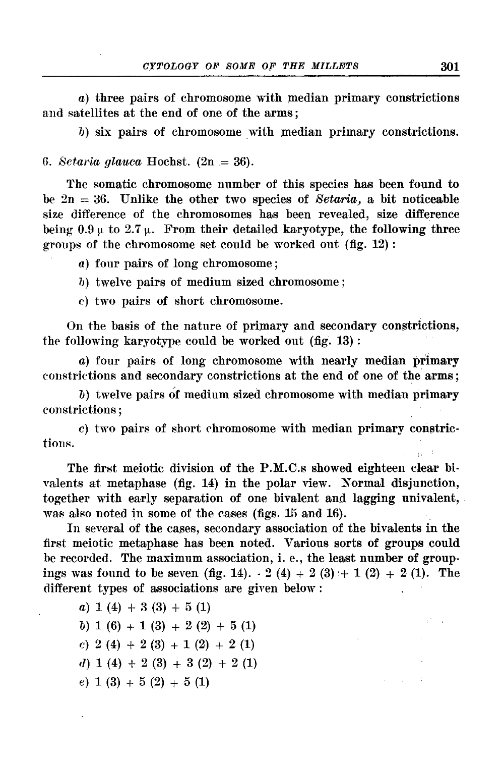a) three pairs of chromosome with median primary constrictions and satellites at the end of one of the arms;

b) six pairs of chromosome with median primary constrictions.

6. *Setaria glauca* Hochst. (2n = 36).

The somatic chromosome number of this species has been found to be 2n = 36. Unlike the other two species of *Setaria*, a bit noticeable size difference of the chromosomes has been revealed, size difference being 0.9 μ to 2.7 μ. From their detailed karyotype, the following three groups of the chromosome set could be worked out (fig. 12):

a) four pairs of long chromosome;

b) twelve pairs of medium sized chromosome;

c) two pairs of short chromosome.

On the basis of the nature of primary and secondary constrictions, the following karyotype could be worked out (fig. 13):

a) four pairs of long chromosome with nearly median primary constrictions and secondary constrictions at the end of one of the arms;

b) twelve pairs of medium sized chromosome with median primary constrictions;

c) two pairs of short chromosome with median primary constrictions.

The first meiotic division of the P.M.C.s showed eighteen clear bivalents at metaphase (fig. 14) in the polar view. Normal disjunction, together with early separation of one bivalent and lagging univalent, was also noted in some of the cases (figs. 15 and 16).

In several of the cases, secondary association of the bivalents in the first meiotic metaphase has been noted. Various sorts of groups could be recorded. The maximum association, i. e., the least number of groupings was found to be seven (fig. 14). - 2 (4) + 2 (3) + 1 (2) + 2 (1). The different types of associations are given below:

a) 1 (4) + 3 (3) + 5 (1)

b) 1 (6) + 1 (3) + 2 (2) + 5 (1)

c) 2 (4) + 2 (3) + 1 (2) + 2 (1)

d) 1 (4) + 2 (3) + 3 (2) + 2 (1)

e) 1 (3) + 5 (2) + 5 (1)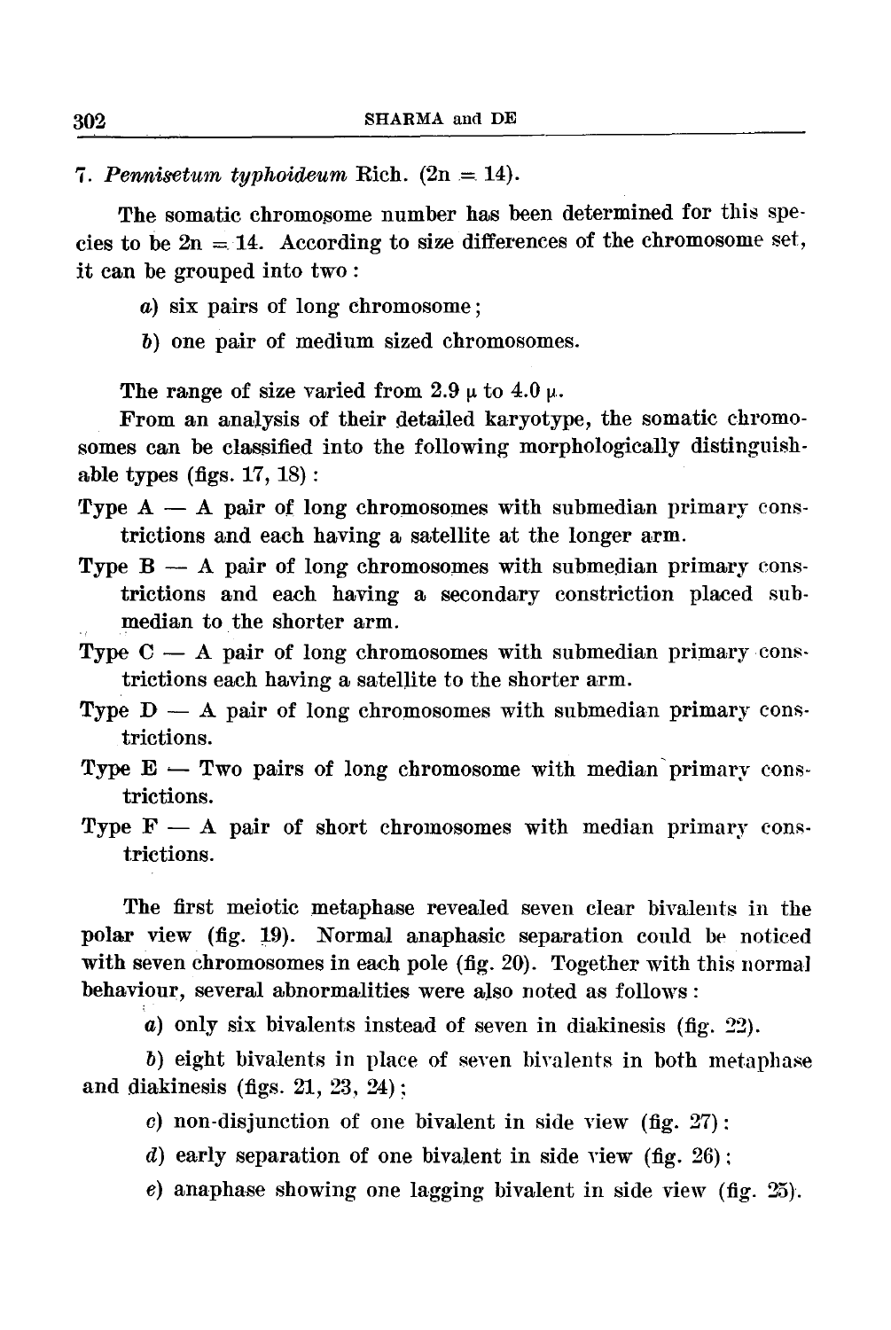7. *Pennisetum typhoideum* Rich. (2n = 14).

The somatic chromosome number has been determined for this species to be 2n = 14. According to size differences of the chromosome set, it can be grouped into two :

*a*) six pairs of long chromosome;

*b*) one pair of medium sized chromosomes.

The range of size varied from 2.9 μ to 4.0 μ.

From an analysis of their detailed karyotype, the somatic chromosomes can be classified into the following morphologically distinguishable types (figs. 17, 18) :

Type A — A pair of long chromosomes with submedian primary constrictions and each having a satellite at the longer arm.

Type B — A pair of long chromosomes with submedian primary constrictions and each having a secondary constriction placed submedian to the shorter arm.

Type C — A pair of long chromosomes with submedian primary constrictions each having a satellite to the shorter arm.

Type D — A pair of long chromosomes with submedian primary constrictions.

Type E — Two pairs of long chromosome with median primary constrictions.

Type F — A pair of short chromosomes with median primary constrictions.

The first meiotic metaphase revealed seven clear bivalents in the polar view (fig. 19). Normal anaphasic separation could be noticed with seven chromosomes in each pole (fig. 20). Together with this normal behaviour, several abnormalities were also noted as follows :

*a*) only six bivalents instead of seven in diakinesis (fig. 22).

*b*) eight bivalents in place of seven bivalents in both metaphase and diakinesis (figs. 21, 23, 24);

*c*) non-disjunction of one bivalent in side view (fig. 27):

*d*) early separation of one bivalent in side view (fig. 26);

*e*) anaphase showing one lagging bivalent in side view (fig. 25).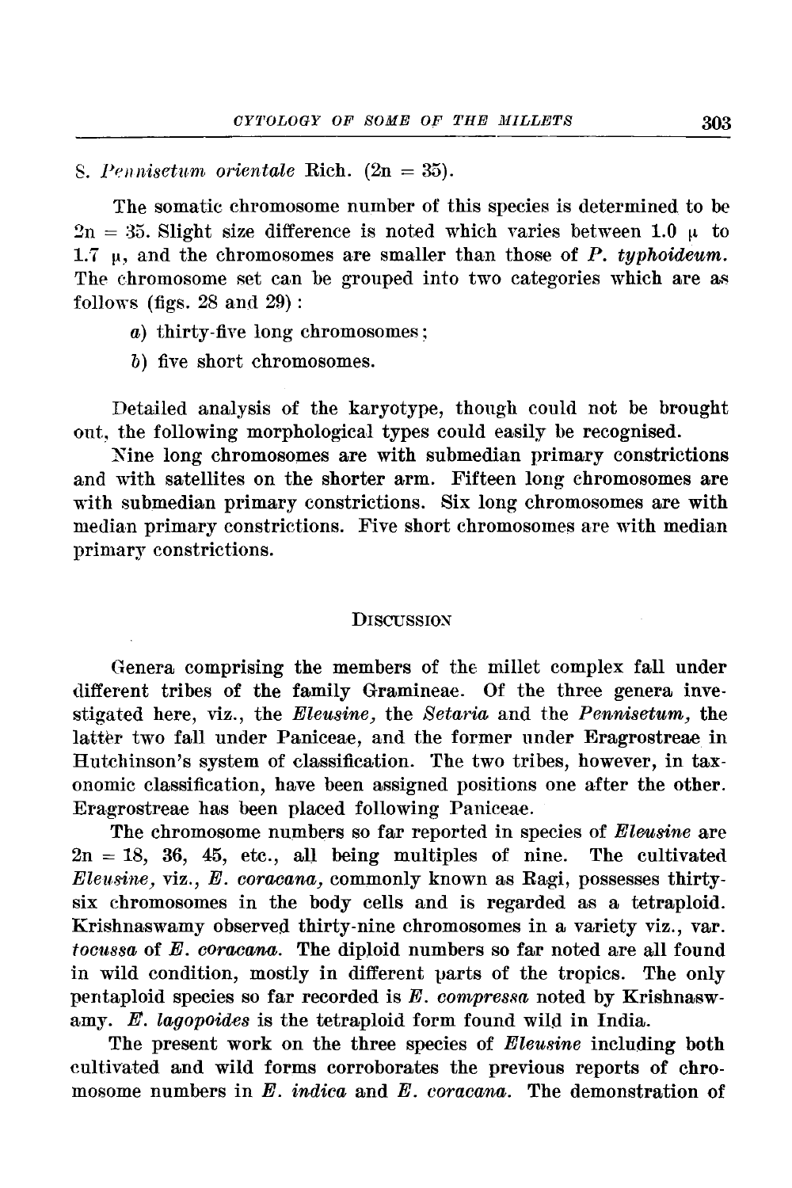8. *Pennisetum orientale* Rich. (2n = 35).

The somatic chromosome number of this species is determined to be 2n = 35. Slight size difference is noted which varies between 1.0 μ to 1.7 μ, and the chromosomes are smaller than those of *P. typhoideum*. The chromosome set can be grouped into two categories which are as follows (figs. 28 and 29):

*a*) thirty-five long chromosomes;

*b*) five short chromosomes.

Detailed analysis of the karyotype, though could not be brought out, the following morphological types could easily be recognised.

Nine long chromosomes are with submedian primary constrictions and with satellites on the shorter arm. Fifteen long chromosomes are with submedian primary constrictions. Six long chromosomes are with median primary constrictions. Five short chromosomes are with median primary constrictions.

## Discussion

Genera comprising the members of the millet complex fall under different tribes of the family Gramineae. Of the three genera investigated here, viz., the *Eleusine*, the *Setaria* and the *Pennisetum*, the latter two fall under Paniceae, and the former under Eragrostreae in Hutchinson's system of classification. The two tribes, however, in taxonomic classification, have been assigned positions one after the other. Eragrostreae has been placed following Paniceae.

The chromosome numbers so far reported in species of *Eleusine* are 2n = 18, 36, 45, etc., all being multiples of nine. The cultivated *Eleusine*, viz., *E. coracana*, commonly known as Ragi, possesses thirty-six chromosomes in the body cells and is regarded as a tetraploid. Krishnaswamy observed thirty-nine chromosomes in a variety viz., var. *tocussa* of *E. coracana*. The diploid numbers so far noted are all found in wild condition, mostly in different parts of the tropics. The only pentaploid species so far recorded is *E. compressa* noted by Krishnaswamy. *E. lagopoides* is the tetraploid form found wild in India.

The present work on the three species of *Eleusine* including both cultivated and wild forms corroborates the previous reports of chromosome numbers in *E. indica* and *E. coracana*. The demonstration of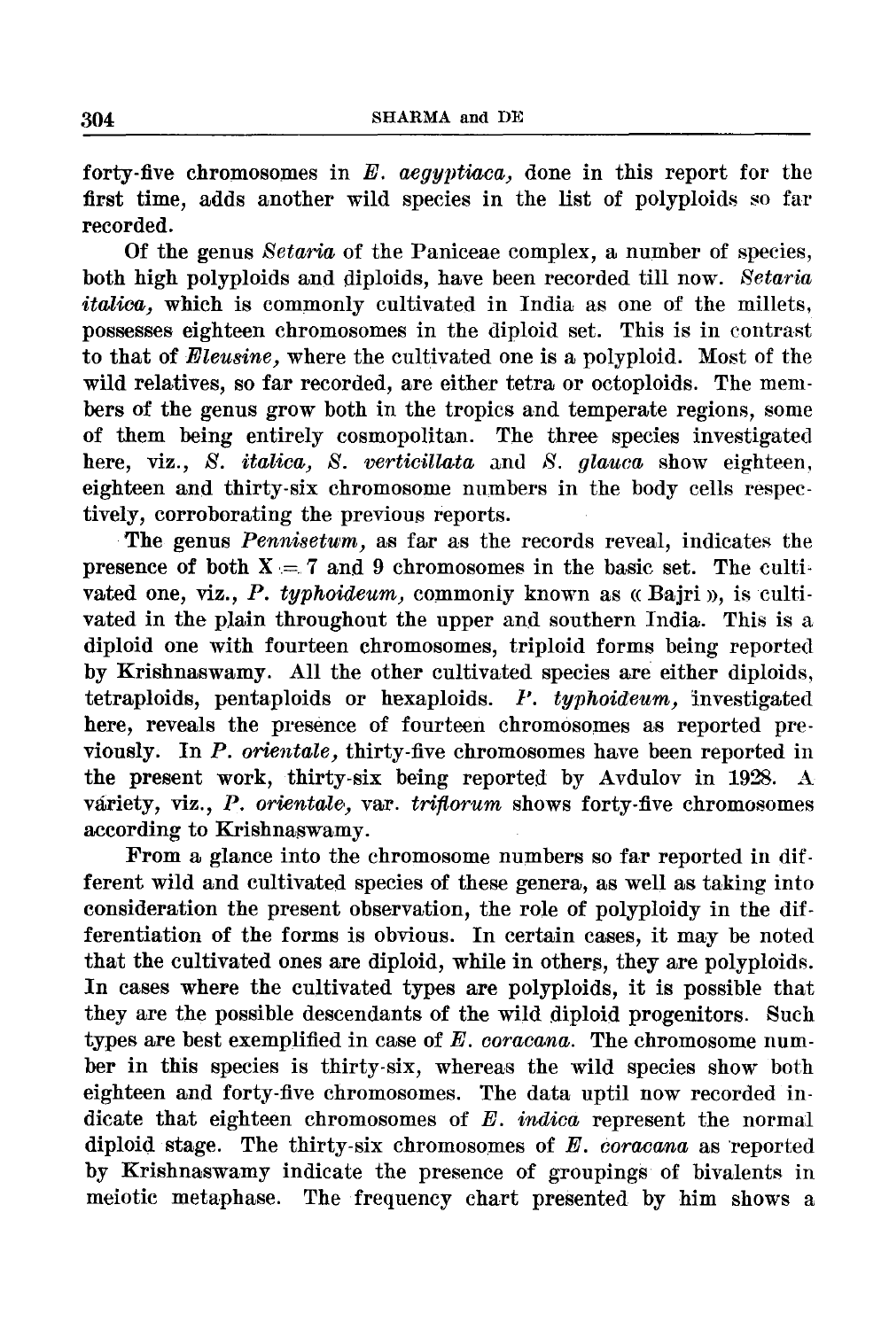forty-five chromosomes in *E. aegyptiaca,* done in this report for the first time, adds another wild species in the list of polyploids so far recorded.

Of the genus *Setaria* of the Paniceae complex, a number of species, both high polyploids and diploids, have been recorded till now. *Setaria italica,* which is commonly cultivated in India as one of the millets, possesses eighteen chromosomes in the diploid set. This is in contrast to that of *Eleusine,* where the cultivated one is a polyploid. Most of the wild relatives, so far recorded, are either tetra or octoploids. The members of the genus grow both in the tropics and temperate regions, some of them being entirely cosmopolitan. The three species investigated here, viz., *S. italica, S. verticillata* and *S. glauca* show eighteen, eighteen and thirty-six chromosome numbers in the body cells respectively, corroborating the previous reports.

The genus *Pennisetum,* as far as the records reveal, indicates the presence of both X = 7 and 9 chromosomes in the basic set. The cultivated one, viz., *P. typhoideum,* commonly known as « Bajri », is cultivated in the plain throughout the upper and southern India. This is a diploid one with fourteen chromosomes, triploid forms being reported by Krishnaswamy. All the other cultivated species are either diploids, tetraploids, pentaploids or hexaploids. *P. typhoideum,* investigated here, reveals the presence of fourteen chromosomes as reported previously. In *P. orientale,* thirty-five chromosomes have been reported in the present work, thirty-six being reported by Avdulov in 1928. A variety, viz., *P. orientale,* var. *triflorum* shows forty-five chromosomes according to Krishnaswamy.

From a glance into the chromosome numbers so far reported in different wild and cultivated species of these genera, as well as taking into consideration the present observation, the role of polyploidy in the differentiation of the forms is obvious. In certain cases, it may be noted that the cultivated ones are diploid, while in others, they are polyploids. In cases where the cultivated types are polyploids, it is possible that they are the possible descendants of the wild diploid progenitors. Such types are best exemplified in case of *E. coracana.* The chromosome number in this species is thirty-six, whereas the wild species show both eighteen and forty-five chromosomes. The data uptil now recorded indicate that eighteen chromosomes of *E. indica* represent the normal diploid stage. The thirty-six chromosomes of *E. coracana* as reported by Krishnaswamy indicate the presence of groupings of bivalents in meiotic metaphase. The frequency chart presented by him shows a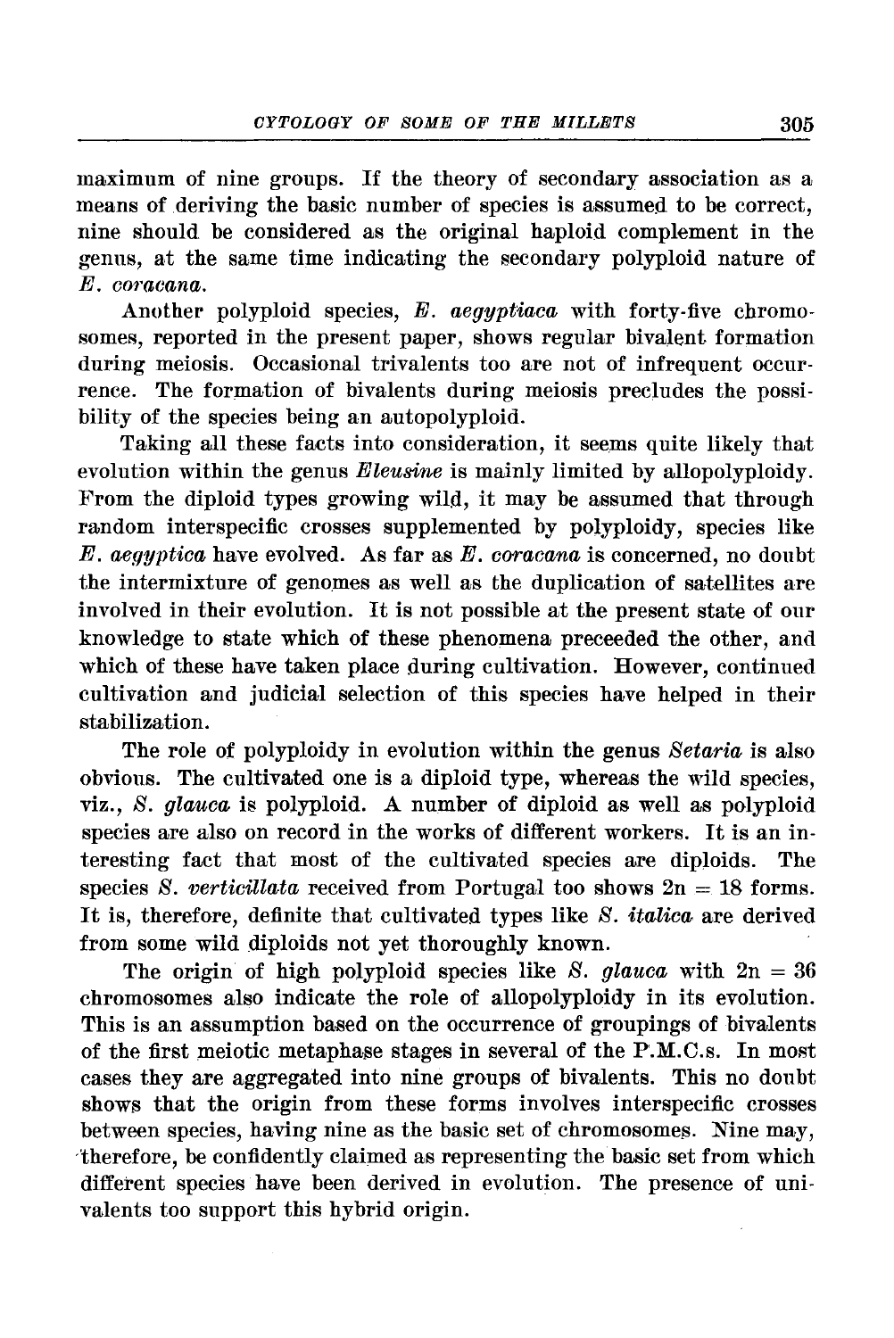maximum of nine groups. If the theory of secondary association as a means of deriving the basic number of species is assumed to be correct, nine should be considered as the original haploid complement in the genus, at the same time indicating the secondary polyploid nature of *E. coracana*.

Another polyploid species, *E. aegyptiaca* with forty-five chromosomes, reported in the present paper, shows regular bivalent formation during meiosis. Occasional trivalents too are not of infrequent occurrence. The formation of bivalents during meiosis precludes the possibility of the species being an autopolyploid.

Taking all these facts into consideration, it seems quite likely that evolution within the genus *Eleusine* is mainly limited by allopolyploidy. From the diploid types growing wild, it may be assumed that through random interspecific crosses supplemented by polyploidy, species like *E. aegyptica* have evolved. As far as *E. coracana* is concerned, no doubt the intermixture of genomes as well as the duplication of satellites are involved in their evolution. It is not possible at the present state of our knowledge to state which of these phenomena preceeded the other, and which of these have taken place during cultivation. However, continued cultivation and judicial selection of this species have helped in their stabilization.

The role of polyploidy in evolution within the genus *Setaria* is also obvious. The cultivated one is a diploid type, whereas the wild species, viz., *S. glauca* is polyploid. A number of diploid as well as polyploid species are also on record in the works of different workers. It is an interesting fact that most of the cultivated species are diploids. The species *S. verticillata* received from Portugal too shows $2n = 18$ forms. It is, therefore, definite that cultivated types like *S. italica* are derived from some wild diploids not yet thoroughly known.

The origin of high polyploid species like *S. glauca* with $2n = 36$ chromosomes also indicate the role of allopolyploidy in its evolution. This is an assumption based on the occurrence of groupings of bivalents of the first meiotic metaphase stages in several of the P.M.C.s. In most cases they are aggregated into nine groups of bivalents. This no doubt shows that the origin from these forms involves interspecific crosses between species, having nine as the basic set of chromosomes. Nine may, therefore, be confidently claimed as representing the basic set from which different species have been derived in evolution. The presence of univalents too support this hybrid origin.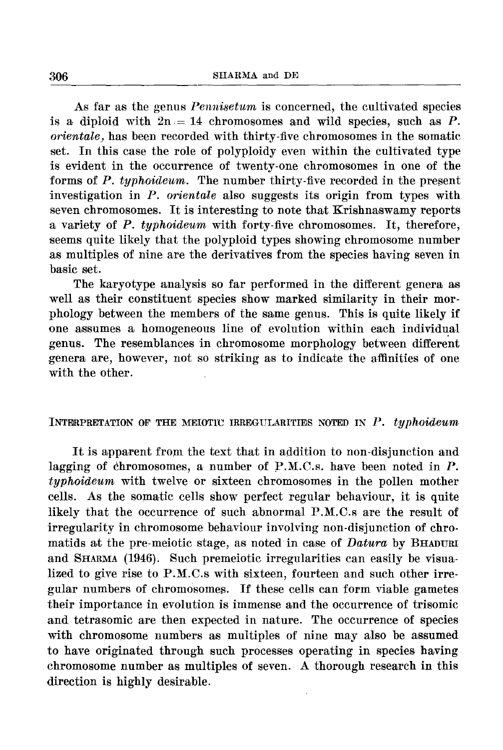As far as the genus *Pennisetum* is concerned, the cultivated species is a diploid with $2n = 14$ chromosomes and wild species, such as *P. orientale*, has been recorded with thirty-five chromosomes in the somatic set. In this case the role of polyploidy even within the cultivated type is evident in the occurrence of twenty-one chromosomes in one of the forms of *P. typhoideum*. The number thirty-five recorded in the present investigation in *P. orientale* also suggests its origin from types with seven chromosomes. It is interesting to note that Krishnaswamy reports a variety of *P. typhoideum* with forty-five chromosomes. It, therefore, seems quite likely that the polyploid types showing chromosome number as multiples of nine are the derivatives from the species having seven in basic set.

The karyotype analysis so far performed in the different genera as well as their constituent species show marked similarity in their morphology between the members of the same genus. This is quite likely if one assumes a homogeneous line of evolution within each individual genus. The resemblances in chromosome morphology between different genera are, however, not so striking as to indicate the affinities of one with the other.

## Interpretation of the meiotic irregularities noted in *P. typhoideum*

It is apparent from the text that in addition to non-disjunction and lagging of chromosomes, a number of P.M.C.s. have been noted in *P. typhoideum* with twelve or sixteen chromosomes in the pollen mother cells. As the somatic cells show perfect regular behaviour, it is quite likely that the occurrence of such abnormal P.M.C.s are the result of irregularity in chromosome behaviour involving non-disjunction of chromatids at the pre-meiotic stage, as noted in case of *Datura* by Bhaduri and Sharma (1946). Such premeiotic irregularities can easily be visualized to give rise to P.M.C.s with sixteen, fourteen and such other irregular numbers of chromosomes. If these cells can form viable gametes their importance in evolution is immense and the occurrence of trisomic and tetrasomic are then expected in nature. The occurrence of species with chromosome numbers as multiples of nine may also be assumed to have originated through such processes operating in species having chromosome number as multiples of seven. A thorough research in this direction is highly desirable.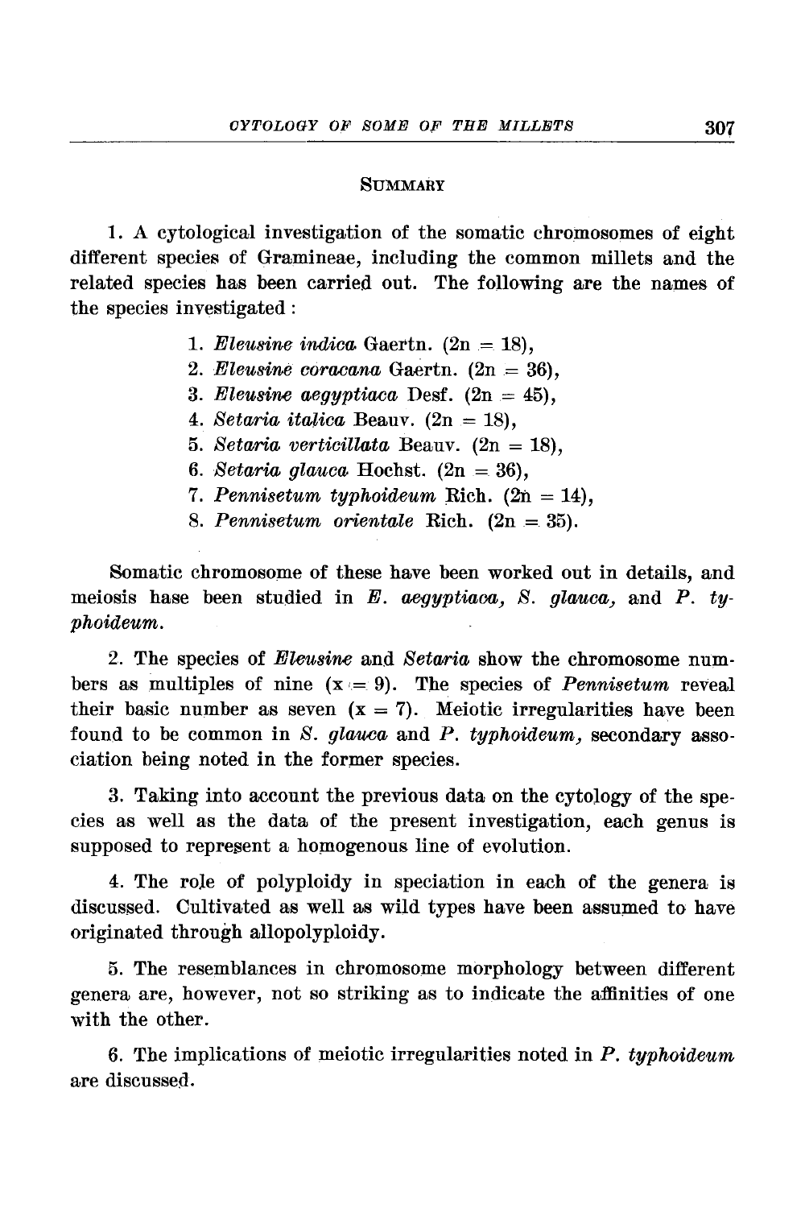## Summary

1. A cytological investigation of the somatic chromosomes of eight different species of Gramineae, including the common millets and the related species has been carried out. The following are the names of the species investigated :

   1. *Eleusine indica* Gaertn. ($2n = 18$),
   2. *Eleusine coracana* Gaertn. ($2n = 36$),
   3. *Eleusine aegyptiaca* Desf. ($2n = 45$),
   4. *Setaria italica* Beauv. ($2n = 18$),
   5. *Setaria verticillata* Beauv. ($2n = 18$),
   6. *Setaria glauca* Hochst. ($2n = 36$),
   7. *Pennisetum typhoideum* Rich. ($2n = 14$),
   8. *Pennisetum orientale* Rich. ($2n = 35$).

Somatic chromosome of these have been worked out in details, and meiosis hase been studied in *E. aegyptiaca, S. glauca,* and *P. typhoideum*.

2. The species of *Eleusine* and *Setaria* show the chromosome numbers as multiples of nine ($x = 9$). The species of *Pennisetum* reveal their basic number as seven ($x = 7$). Meiotic irregularities have been found to be common in *S. glauca* and *P. typhoideum,* secondary association being noted in the former species.

3. Taking into account the previous data on the cytology of the species as well as the data of the present investigation, each genus is supposed to represent a homogenous line of evolution.

4. The role of polyploidy in speciation in each of the genera is discussed. Cultivated as well as wild types have been assumed to have originated through allopolyploidy.

5. The resemblances in chromosome morphology between different genera are, however, not so striking as to indicate the affinities of one with the other.

6. The implications of meiotic irregularities noted in *P. typhoideum* are discussed.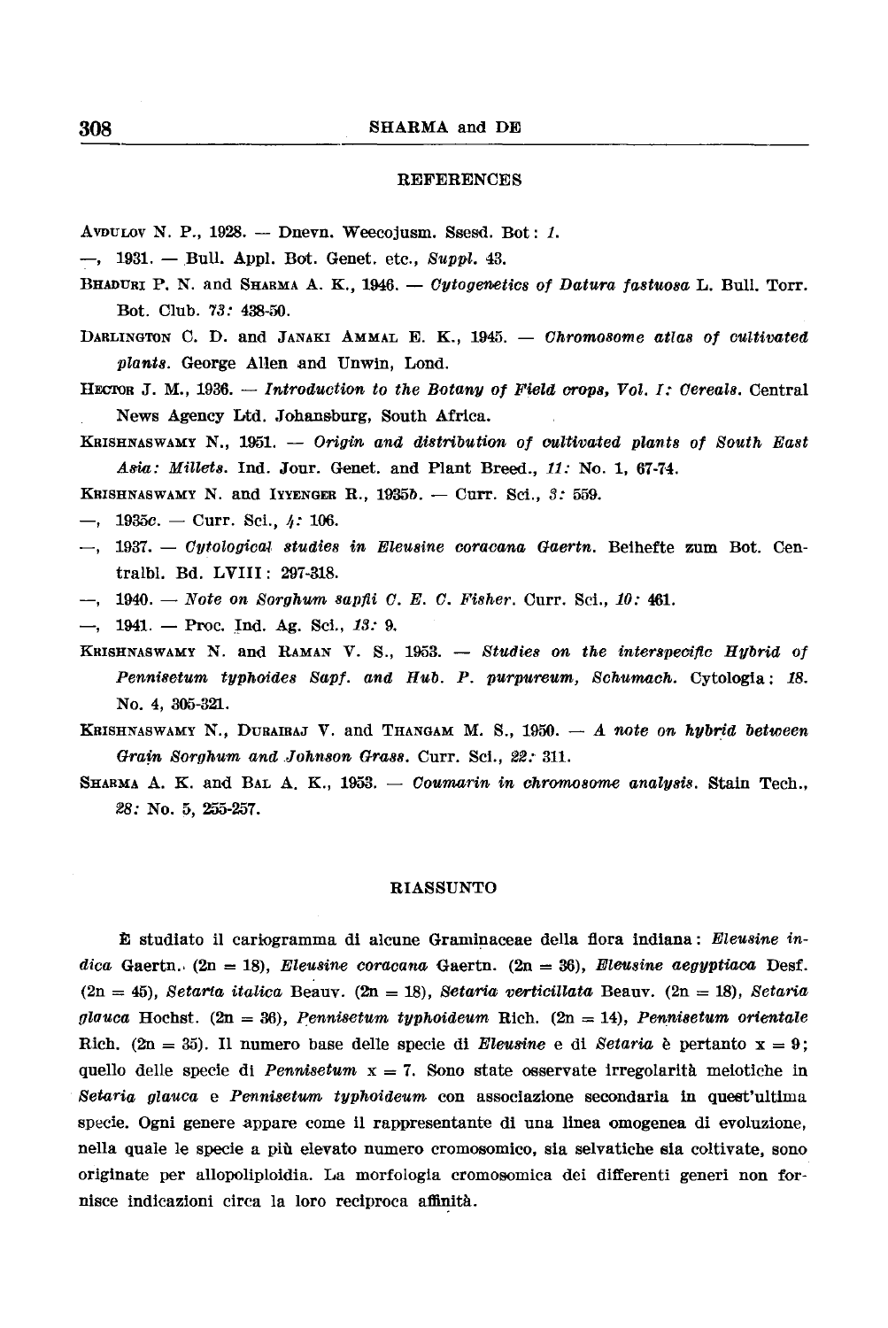## REFERENCES

AVDULOV N. P., 1928. — Dnevn. Weecojusm. Ssesd. Bot: *1*.

—, 1931. — Bull. Appl. Bot. Genet. etc., *Suppl*. 43.

BHADURI P. N. and SHARMA A. K., 1946. — *Cytogenetics of Datura fastuosa* L. Bull. Torr. Bot. Club. *73:* 438-50.

DARLINGTON C. D. and JANAKI AMMAL E. K., 1945. — *Chromosome atlas of cultivated plants*. George Allen and Unwin, Lond.

HECTOR J. M., 1936. — *Introduction to the Botany of Field crops, Vol. I: Cereals*. Central News Agency Ltd. Johansburg, South Africa.

KRISHNASWAMY N., 1951. — *Origin and distribution of cultivated plants of South East Asia: Millets*. Ind. Jour. Genet. and Plant Breed., *11:* No. 1, 67-74.

KRISHNASWAMY N. and IYYENGER R., 1935*b*. — Curr. Sci., *3:* 559.

—, 1935*c*. — Curr. Sci., *4:* 106.

—, 1937. — *Cytological studies in Eleusine coracana Gaertn*. Beihefte zum Bot. Centralbl. Bd. LVIII: 297-318.

—, 1940. — *Note on Sorghum sapfii C. E. C. Fisher*. Curr. Sci., *10:* 461.

—, 1941. — Proc. Ind. Ag. Sci., *13:* 9.

KRISHNASWAMY N. and RAMAN V. S., 1953. — *Studies on the interspecific Hybrid of Pennisetum typhoides Sapf. and Hub. P. purpureum, Schumach*. Cytologia: *18*. No. 4, 305-321.

KRISHNASWAMY N., DURAIRAJ V. and THANGAM M. S., 1950. — *A note on hybrid between Grain Sorghum and Johnson Grass*. Curr. Sci., *22:* 311.

SHARMA A. K. and BAL A. K., 1953. — *Coumarin in chromosome analysis*. Stain Tech., *28:* No. 5, 255-257.

## RIASSUNTO

È studiato il cariogramma di alcune Graminaceae della flora indiana: *Eleusine indica* Gaertn. ($2n = 18$), *Eleusine coracana* Gaertn. ($2n = 36$), *Eleusine aegyptiaca* Desf. ($2n = 45$), *Setaria italica* Beauv. ($2n = 18$), *Setaria verticillata* Beauv. ($2n = 18$), *Setaria glauca* Hochst. ($2n = 36$), *Pennisetum typhoideum* Rich. ($2n = 14$), *Pennisetum orientale* Rich. ($2n = 35$). Il numero base delle specie di *Eleusine* e di *Setaria* è pertanto $x = 9$; quello delle specie di *Pennisetum* $x = 7$. Sono state osservate irregolarità meiotiche in *Setaria glauca* e *Pennisetum typhoideum* con associazione secondaria in quest'ultima specie. Ogni genere appare come il rappresentante di una linea omogenea di evoluzione, nella quale le specie a più elevato numero cromosomico, sia selvatiche sia coltivate, sono originate per allopoliploidia. La morfologia cromosomica dei differenti generi non fornisce indicazioni circa la loro reciproca affinità.